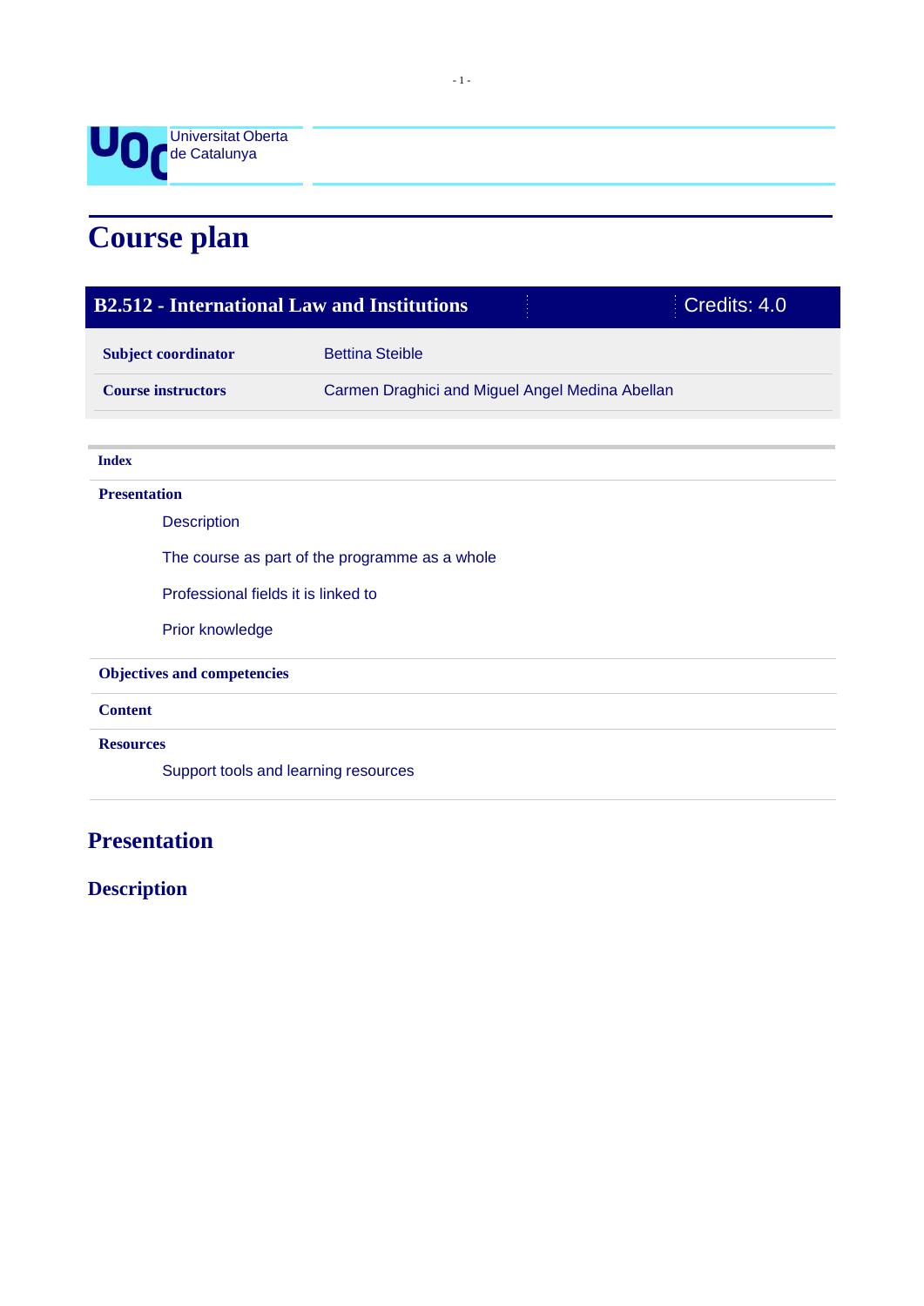Universitat Oberta de Catalunya

# Course plan

| B2.512 - International Law and Institutions | Credits: 4.0 |
|---|---|
| **Subject coordinator** | Bettina Steible |
| **Course instructors** | Carmen Draghici and Miguel Angel Medina Abellan |

**Index**

**Presentation**

- Description
- The course as part of the programme as a whole
- Professional fields it is linked to
- Prior knowledge

**Objectives and competencies**

**Content**

**Resources**

- Support tools and learning resources

## Presentation

### Description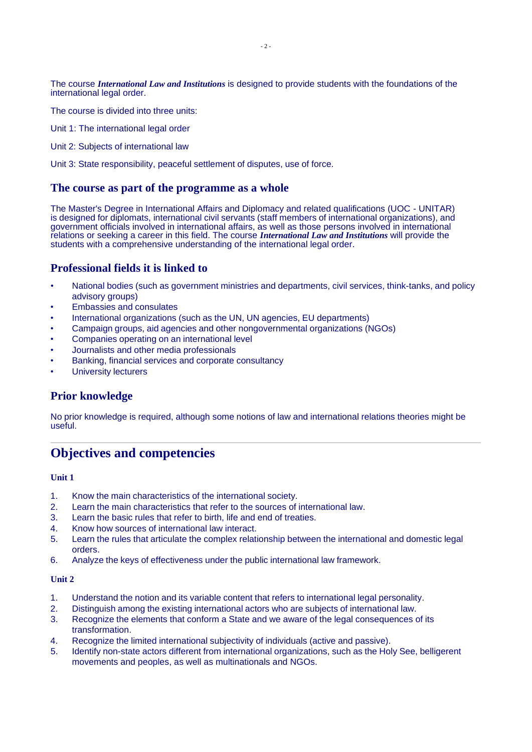The course ***International Law and Institutions*** is designed to provide students with the foundations of the international legal order.

The course is divided into three units:

Unit 1: The international legal order

Unit 2: Subjects of international law

Unit 3: State responsibility, peaceful settlement of disputes, use of force.

## The course as part of the programme as a whole

The Master's Degree in International Affairs and Diplomacy and related qualifications (UOC - UNITAR) is designed for diplomats, international civil servants (staff members of international organizations), and government officials involved in international affairs, as well as those persons involved in international relations or seeking a career in this field. The course ***International Law and Institutions*** will provide the students with a comprehensive understanding of the international legal order.

## Professional fields it is linked to

- National bodies (such as government ministries and departments, civil services, think-tanks, and policy advisory groups)
- Embassies and consulates
- International organizations (such as the UN, UN agencies, EU departments)
- Campaign groups, aid agencies and other nongovernmental organizations (NGOs)
- Companies operating on an international level
- Journalists and other media professionals
- Banking, financial services and corporate consultancy
- University lecturers

## Prior knowledge

No prior knowledge is required, although some notions of law and international relations theories might be useful.

# Objectives and competencies

### Unit 1

1. Know the main characteristics of the international society.
2. Learn the main characteristics that refer to the sources of international law.
3. Learn the basic rules that refer to birth, life and end of treaties.
4. Know how sources of international law interact.
5. Learn the rules that articulate the complex relationship between the international and domestic legal orders.
6. Analyze the keys of effectiveness under the public international law framework.

### Unit 2

1. Understand the notion and its variable content that refers to international legal personality.
2. Distinguish among the existing international actors who are subjects of international law.
3. Recognize the elements that conform a State and we aware of the legal consequences of its transformation.
4. Recognize the limited international subjectivity of individuals (active and passive).
5. Identify non-state actors different from international organizations, such as the Holy See, belligerent movements and peoples, as well as multinationals and NGOs.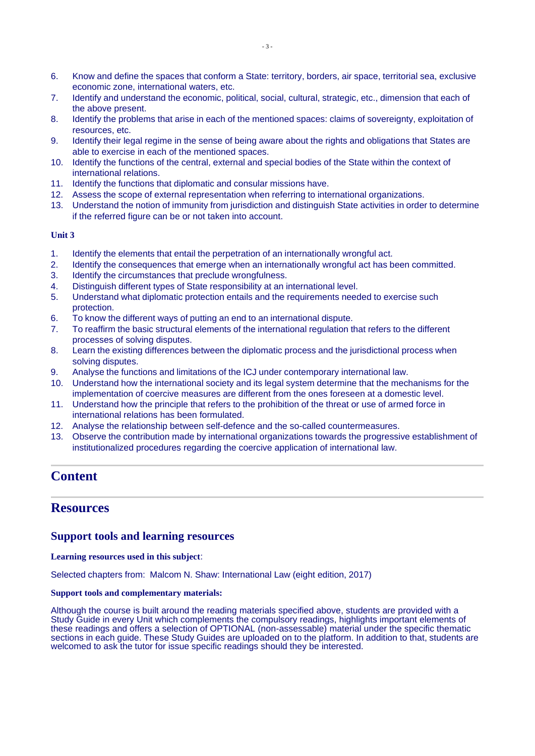6. Know and define the spaces that conform a State: territory, borders, air space, territorial sea, exclusive economic zone, international waters, etc.
7. Identify and understand the economic, political, social, cultural, strategic, etc., dimension that each of the above present.
8. Identify the problems that arise in each of the mentioned spaces: claims of sovereignty, exploitation of resources, etc.
9. Identify their legal regime in the sense of being aware about the rights and obligations that States are able to exercise in each of the mentioned spaces.
10. Identify the functions of the central, external and special bodies of the State within the context of international relations.
11. Identify the functions that diplomatic and consular missions have.
12. Assess the scope of external representation when referring to international organizations.
13. Understand the notion of immunity from jurisdiction and distinguish State activities in order to determine if the referred figure can be or not taken into account.

**Unit 3**

1. Identify the elements that entail the perpetration of an internationally wrongful act.
2. Identify the consequences that emerge when an internationally wrongful act has been committed.
3. Identify the circumstances that preclude wrongfulness.
4. Distinguish different types of State responsibility at an international level.
5. Understand what diplomatic protection entails and the requirements needed to exercise such protection.
6. To know the different ways of putting an end to an international dispute.
7. To reaffirm the basic structural elements of the international regulation that refers to the different processes of solving disputes.
8. Learn the existing differences between the diplomatic process and the jurisdictional process when solving disputes.
9. Analyse the functions and limitations of the ICJ under contemporary international law.
10. Understand how the international society and its legal system determine that the mechanisms for the implementation of coercive measures are different from the ones foreseen at a domestic level.
11. Understand how the principle that refers to the prohibition of the threat or use of armed force in international relations has been formulated.
12. Analyse the relationship between self-defence and the so-called countermeasures.
13. Observe the contribution made by international organizations towards the progressive establishment of institutionalized procedures regarding the coercive application of international law.

## Content

## Resources

### Support tools and learning resources

**Learning resources used in this subject**:

Selected chapters from: Malcom N. Shaw: International Law (eight edition, 2017)

**Support tools and complementary materials:**

Although the course is built around the reading materials specified above, students are provided with a Study Guide in every Unit which complements the compulsory readings, highlights important elements of these readings and offers a selection of OPTIONAL (non-assessable) material under the specific thematic sections in each guide. These Study Guides are uploaded on to the platform. In addition to that, students are welcomed to ask the tutor for issue specific readings should they be interested.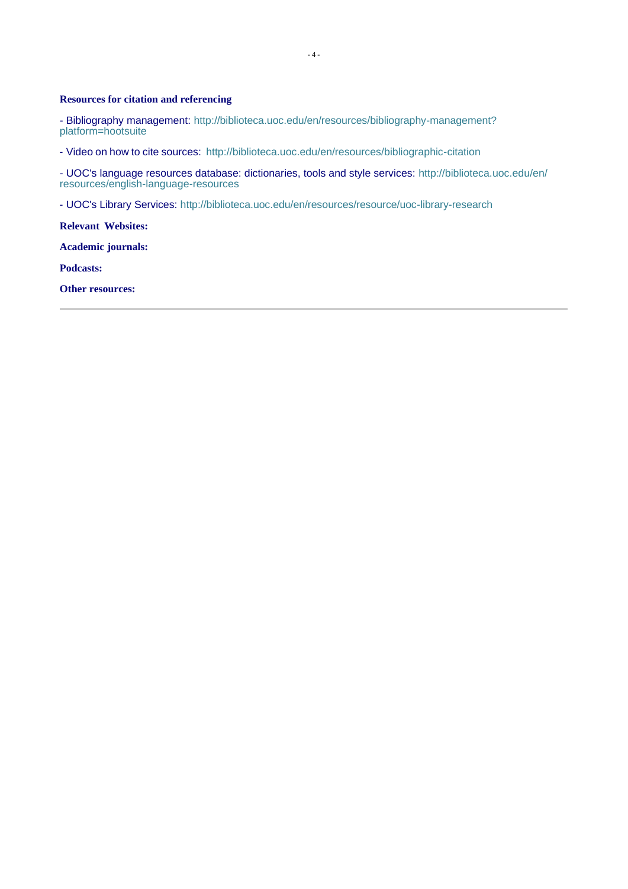**Resources for citation and referencing**

- Bibliography management: http://biblioteca.uoc.edu/en/resources/bibliography-management?platform=hootsuite

- Video on how to cite sources: http://biblioteca.uoc.edu/en/resources/bibliographic-citation

- UOC's language resources database: dictionaries, tools and style services: http://biblioteca.uoc.edu/en/resources/english-language-resources

- UOC's Library Services: http://biblioteca.uoc.edu/en/resources/resource/uoc-library-research

**Relevant Websites:**

**Academic journals:**

**Podcasts:**

**Other resources:**

---